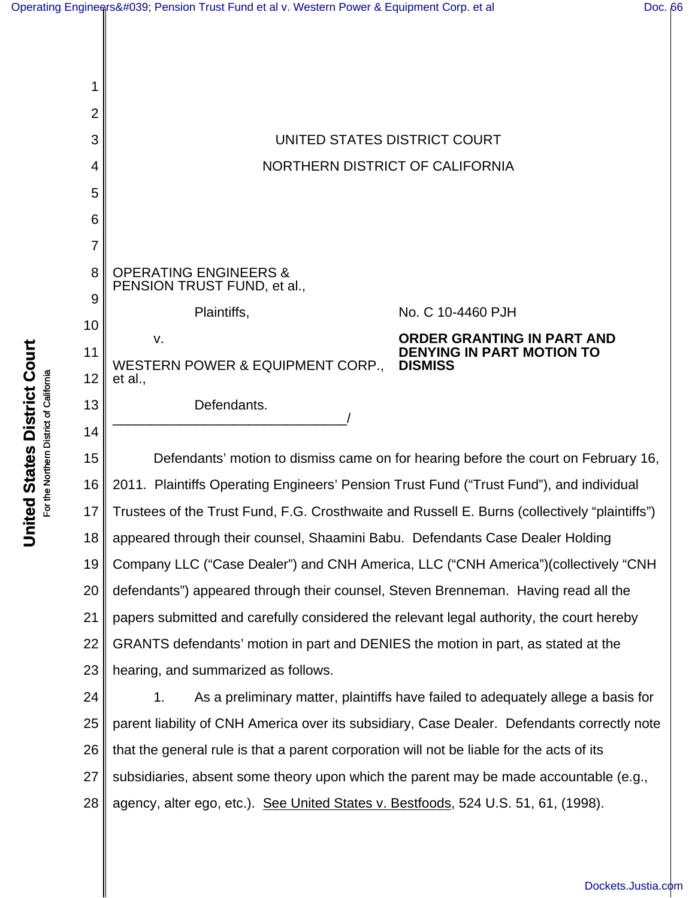UNITED STATES DISTRICT COURT

NORTHERN DISTRICT OF CALIFORNIA

OPERATING ENGINEERS & PENSION TRUST FUND, et al.,

Plaintiffs,

v.

WESTERN POWER & EQUIPMENT CORP., et al.,

Defendants.

_______________________________/

No. C 10-4460 PJH

**ORDER GRANTING IN PART AND DENYING IN PART MOTION TO DISMISS**

Defendants' motion to dismiss came on for hearing before the court on February 16, 2011. Plaintiffs Operating Engineers' Pension Trust Fund ("Trust Fund"), and individual Trustees of the Trust Fund, F.G. Crosthwaite and Russell E. Burns (collectively "plaintiffs") appeared through their counsel, Shaamini Babu. Defendants Case Dealer Holding Company LLC ("Case Dealer") and CNH America, LLC ("CNH America")(collectively "CNH defendants") appeared through their counsel, Steven Brenneman. Having read all the papers submitted and carefully considered the relevant legal authority, the court hereby GRANTS defendants' motion in part and DENIES the motion in part, as stated at the hearing, and summarized as follows.

1. As a preliminary matter, plaintiffs have failed to adequately allege a basis for parent liability of CNH America over its subsidiary, Case Dealer. Defendants correctly note that the general rule is that a parent corporation will not be liable for the acts of its subsidiaries, absent some theory upon which the parent may be made accountable (e.g., agency, alter ego, etc.). See United States v. Bestfoods, 524 U.S. 51, 61, (1998).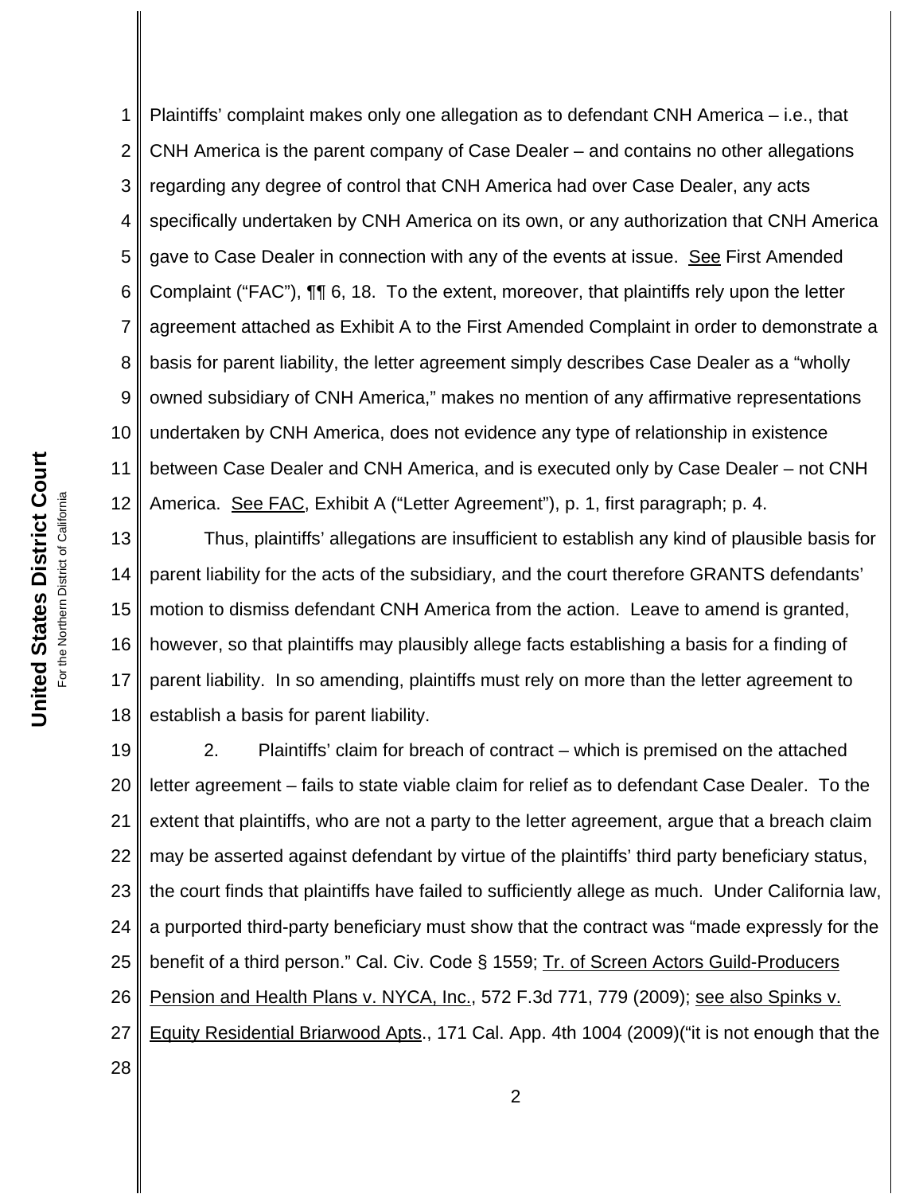Plaintiffs' complaint makes only one allegation as to defendant CNH America – i.e., that CNH America is the parent company of Case Dealer – and contains no other allegations regarding any degree of control that CNH America had over Case Dealer, any acts specifically undertaken by CNH America on its own, or any authorization that CNH America gave to Case Dealer in connection with any of the events at issue. See First Amended Complaint ("FAC"), ¶¶ 6, 18. To the extent, moreover, that plaintiffs rely upon the letter agreement attached as Exhibit A to the First Amended Complaint in order to demonstrate a basis for parent liability, the letter agreement simply describes Case Dealer as a "wholly owned subsidiary of CNH America," makes no mention of any affirmative representations undertaken by CNH America, does not evidence any type of relationship in existence between Case Dealer and CNH America, and is executed only by Case Dealer – not CNH America. See FAC, Exhibit A ("Letter Agreement"), p. 1, first paragraph; p. 4.

Thus, plaintiffs' allegations are insufficient to establish any kind of plausible basis for parent liability for the acts of the subsidiary, and the court therefore GRANTS defendants' motion to dismiss defendant CNH America from the action. Leave to amend is granted, however, so that plaintiffs may plausibly allege facts establishing a basis for a finding of parent liability. In so amending, plaintiffs must rely on more than the letter agreement to establish a basis for parent liability.

2. Plaintiffs' claim for breach of contract – which is premised on the attached letter agreement – fails to state viable claim for relief as to defendant Case Dealer. To the extent that plaintiffs, who are not a party to the letter agreement, argue that a breach claim may be asserted against defendant by virtue of the plaintiffs' third party beneficiary status, the court finds that plaintiffs have failed to sufficiently allege as much. Under California law, a purported third-party beneficiary must show that the contract was "made expressly for the benefit of a third person." Cal. Civ. Code § 1559; Tr. of Screen Actors Guild-Producers Pension and Health Plans v. NYCA, Inc., 572 F.3d 771, 779 (2009); see also Spinks v. Equity Residential Briarwood Apts., 171 Cal. App. 4th 1004 (2009)("it is not enough that the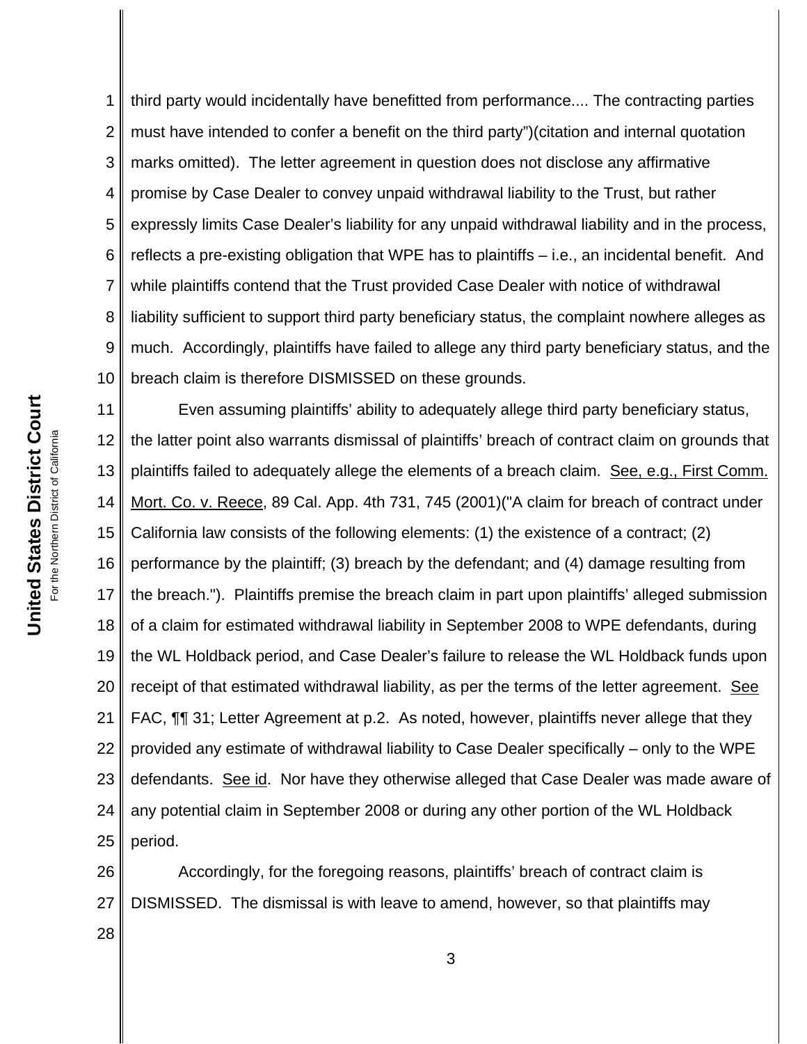third party would incidentally have benefitted from performance.... The contracting parties must have intended to confer a benefit on the third party")(citation and internal quotation marks omitted). The letter agreement in question does not disclose any affirmative promise by Case Dealer to convey unpaid withdrawal liability to the Trust, but rather expressly limits Case Dealer's liability for any unpaid withdrawal liability and in the process, reflects a pre-existing obligation that WPE has to plaintiffs – i.e., an incidental benefit. And while plaintiffs contend that the Trust provided Case Dealer with notice of withdrawal liability sufficient to support third party beneficiary status, the complaint nowhere alleges as much. Accordingly, plaintiffs have failed to allege any third party beneficiary status, and the breach claim is therefore DISMISSED on these grounds.

Even assuming plaintiffs' ability to adequately allege third party beneficiary status, the latter point also warrants dismissal of plaintiffs' breach of contract claim on grounds that plaintiffs failed to adequately allege the elements of a breach claim. See, e.g., First Comm. Mort. Co. v. Reece, 89 Cal. App. 4th 731, 745 (2001)("A claim for breach of contract under California law consists of the following elements: (1) the existence of a contract; (2) performance by the plaintiff; (3) breach by the defendant; and (4) damage resulting from the breach."). Plaintiffs premise the breach claim in part upon plaintiffs' alleged submission of a claim for estimated withdrawal liability in September 2008 to WPE defendants, during the WL Holdback period, and Case Dealer's failure to release the WL Holdback funds upon receipt of that estimated withdrawal liability, as per the terms of the letter agreement. See FAC, ¶¶ 31; Letter Agreement at p.2. As noted, however, plaintiffs never allege that they provided any estimate of withdrawal liability to Case Dealer specifically – only to the WPE defendants. See id. Nor have they otherwise alleged that Case Dealer was made aware of any potential claim in September 2008 or during any other portion of the WL Holdback period.

Accordingly, for the foregoing reasons, plaintiffs' breach of contract claim is DISMISSED. The dismissal is with leave to amend, however, so that plaintiffs may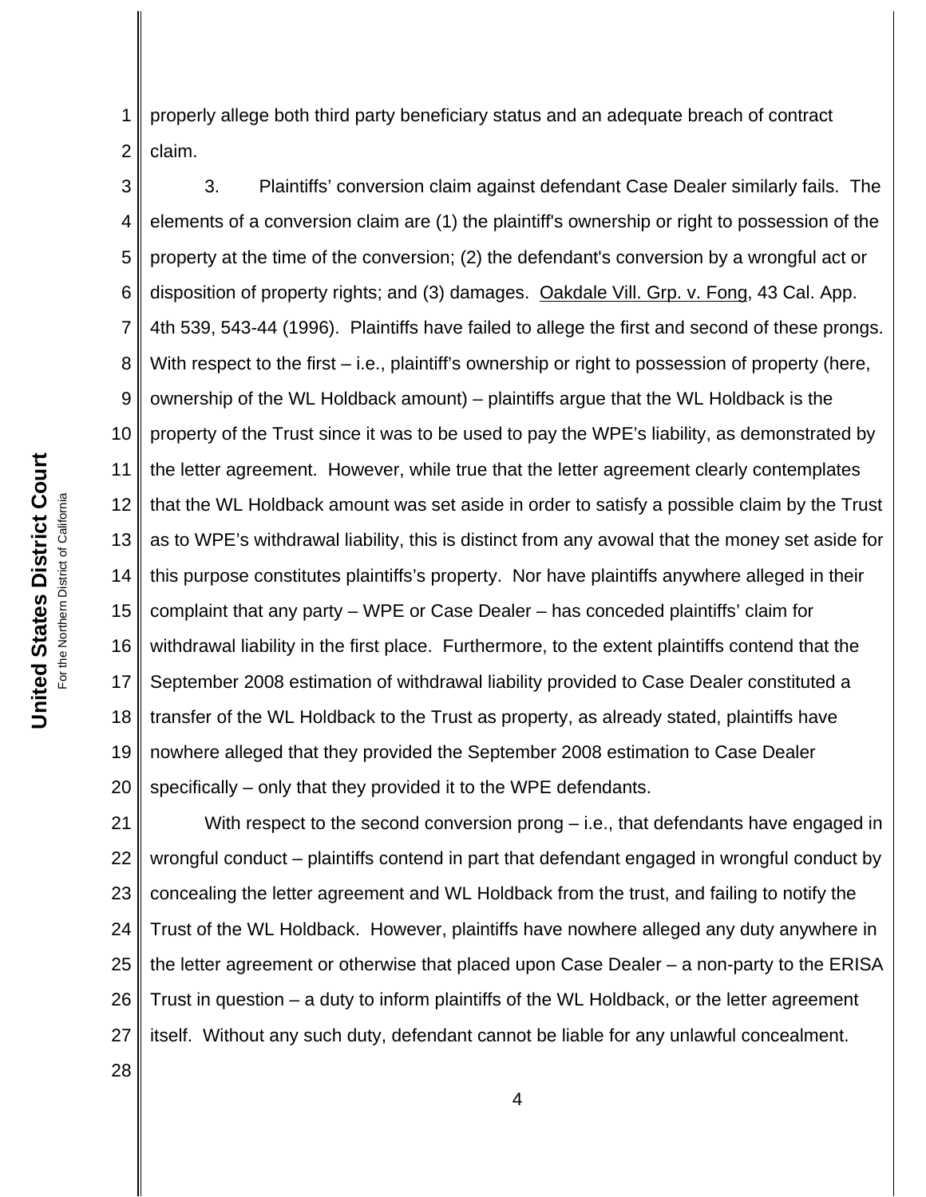properly allege both third party beneficiary status and an adequate breach of contract claim.

3. Plaintiffs' conversion claim against defendant Case Dealer similarly fails. The elements of a conversion claim are (1) the plaintiff's ownership or right to possession of the property at the time of the conversion; (2) the defendant's conversion by a wrongful act or disposition of property rights; and (3) damages. Oakdale Vill. Grp. v. Fong, 43 Cal. App. 4th 539, 543-44 (1996). Plaintiffs have failed to allege the first and second of these prongs. With respect to the first – i.e., plaintiff's ownership or right to possession of property (here, ownership of the WL Holdback amount) – plaintiffs argue that the WL Holdback is the property of the Trust since it was to be used to pay the WPE's liability, as demonstrated by the letter agreement. However, while true that the letter agreement clearly contemplates that the WL Holdback amount was set aside in order to satisfy a possible claim by the Trust as to WPE's withdrawal liability, this is distinct from any avowal that the money set aside for this purpose constitutes plaintiffs's property. Nor have plaintiffs anywhere alleged in their complaint that any party – WPE or Case Dealer – has conceded plaintiffs' claim for withdrawal liability in the first place. Furthermore, to the extent plaintiffs contend that the September 2008 estimation of withdrawal liability provided to Case Dealer constituted a transfer of the WL Holdback to the Trust as property, as already stated, plaintiffs have nowhere alleged that they provided the September 2008 estimation to Case Dealer specifically – only that they provided it to the WPE defendants.

With respect to the second conversion prong – i.e., that defendants have engaged in wrongful conduct – plaintiffs contend in part that defendant engaged in wrongful conduct by concealing the letter agreement and WL Holdback from the trust, and failing to notify the Trust of the WL Holdback. However, plaintiffs have nowhere alleged any duty anywhere in the letter agreement or otherwise that placed upon Case Dealer – a non-party to the ERISA Trust in question – a duty to inform plaintiffs of the WL Holdback, or the letter agreement itself. Without any such duty, defendant cannot be liable for any unlawful concealment.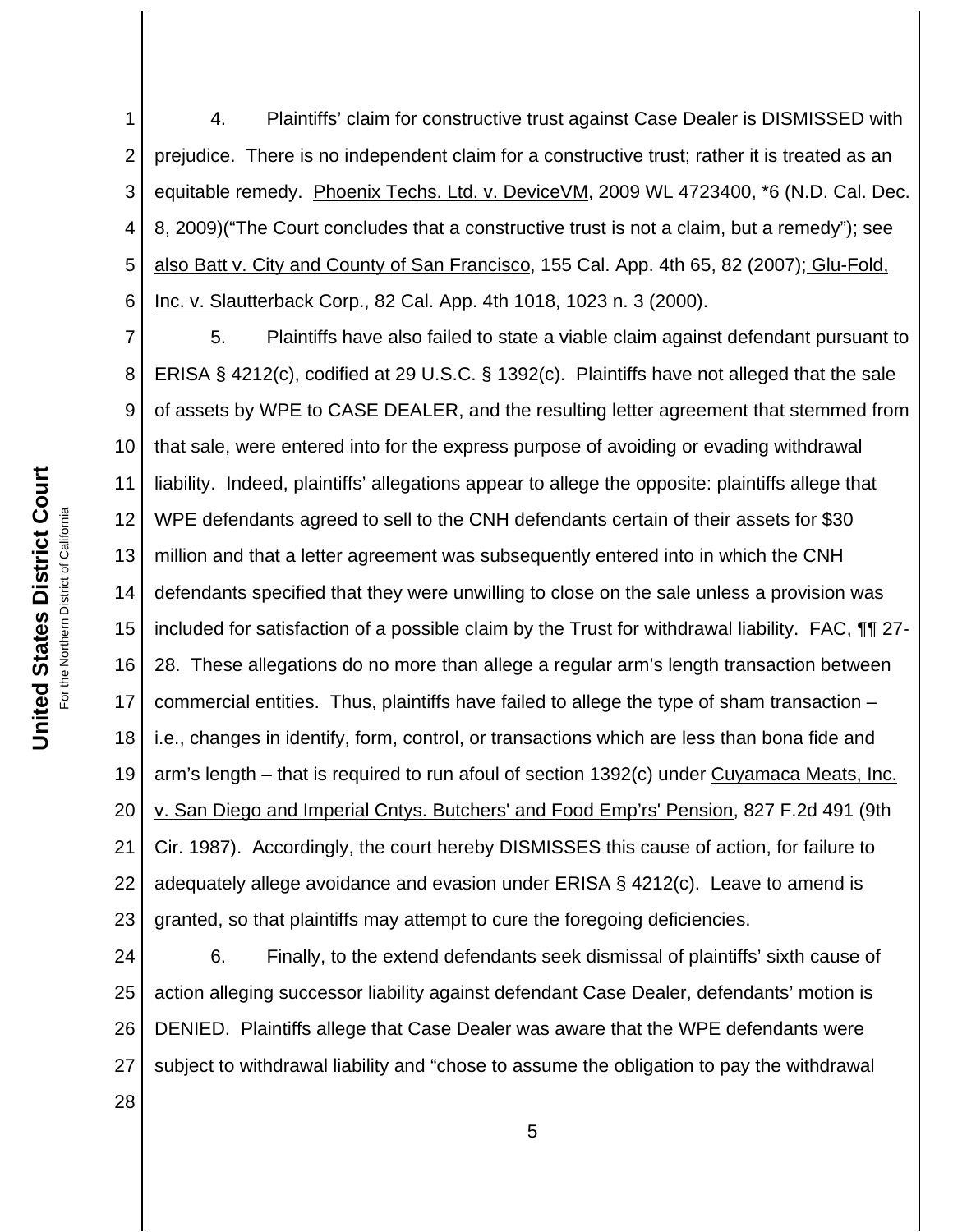4. Plaintiffs' claim for constructive trust against Case Dealer is DISMISSED with prejudice. There is no independent claim for a constructive trust; rather it is treated as an equitable remedy. Phoenix Techs. Ltd. v. DeviceVM, 2009 WL 4723400, *6 (N.D. Cal. Dec. 8, 2009)("The Court concludes that a constructive trust is not a claim, but a remedy"); see also Batt v. City and County of San Francisco, 155 Cal. App. 4th 65, 82 (2007); Glu-Fold, Inc. v. Slautterback Corp., 82 Cal. App. 4th 1018, 1023 n. 3 (2000).

5. Plaintiffs have also failed to state a viable claim against defendant pursuant to ERISA § 4212(c), codified at 29 U.S.C. § 1392(c). Plaintiffs have not alleged that the sale of assets by WPE to CASE DEALER, and the resulting letter agreement that stemmed from that sale, were entered into for the express purpose of avoiding or evading withdrawal liability. Indeed, plaintiffs' allegations appear to allege the opposite: plaintiffs allege that WPE defendants agreed to sell to the CNH defendants certain of their assets for $30 million and that a letter agreement was subsequently entered into in which the CNH defendants specified that they were unwilling to close on the sale unless a provision was included for satisfaction of a possible claim by the Trust for withdrawal liability. FAC, ¶¶ 27-28. These allegations do no more than allege a regular arm's length transaction between commercial entities. Thus, plaintiffs have failed to allege the type of sham transaction – i.e., changes in identify, form, control, or transactions which are less than bona fide and arm's length – that is required to run afoul of section 1392(c) under Cuyamaca Meats, Inc. v. San Diego and Imperial Cntys. Butchers' and Food Emp'rs' Pension, 827 F.2d 491 (9th Cir. 1987). Accordingly, the court hereby DISMISSES this cause of action, for failure to adequately allege avoidance and evasion under ERISA § 4212(c). Leave to amend is granted, so that plaintiffs may attempt to cure the foregoing deficiencies.

6. Finally, to the extend defendants seek dismissal of plaintiffs' sixth cause of action alleging successor liability against defendant Case Dealer, defendants' motion is DENIED. Plaintiffs allege that Case Dealer was aware that the WPE defendants were subject to withdrawal liability and "chose to assume the obligation to pay the withdrawal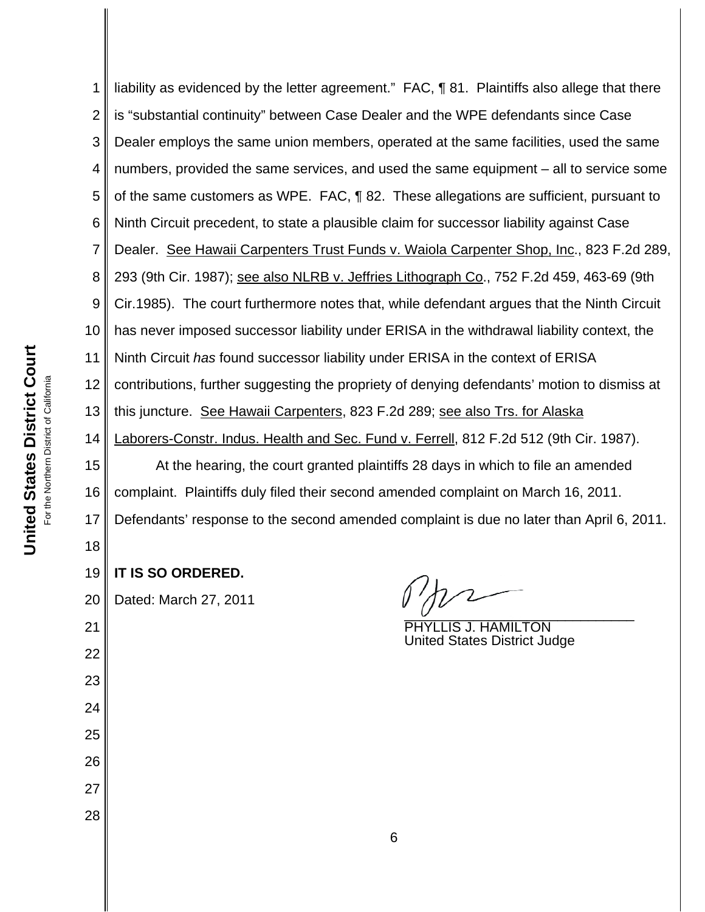liability as evidenced by the letter agreement." FAC, ¶ 81. Plaintiffs also allege that there is "substantial continuity" between Case Dealer and the WPE defendants since Case Dealer employs the same union members, operated at the same facilities, used the same numbers, provided the same services, and used the same equipment – all to service some of the same customers as WPE. FAC, ¶ 82. These allegations are sufficient, pursuant to Ninth Circuit precedent, to state a plausible claim for successor liability against Case Dealer. See Hawaii Carpenters Trust Funds v. Waiola Carpenter Shop, Inc., 823 F.2d 289, 293 (9th Cir. 1987); see also NLRB v. Jeffries Lithograph Co., 752 F.2d 459, 463-69 (9th Cir.1985). The court furthermore notes that, while defendant argues that the Ninth Circuit has never imposed successor liability under ERISA in the withdrawal liability context, the Ninth Circuit *has* found successor liability under ERISA in the context of ERISA contributions, further suggesting the propriety of denying defendants' motion to dismiss at this juncture. See Hawaii Carpenters, 823 F.2d 289; see also Trs. for Alaska Laborers-Constr. Indus. Health and Sec. Fund v. Ferrell, 812 F.2d 512 (9th Cir. 1987).

At the hearing, the court granted plaintiffs 28 days in which to file an amended complaint. Plaintiffs duly filed their second amended complaint on March 16, 2011. Defendants' response to the second amended complaint is due no later than April 6, 2011.

**IT IS SO ORDERED.**

Dated: March 27, 2011

PHYLLIS J. HAMILTON
United States District Judge